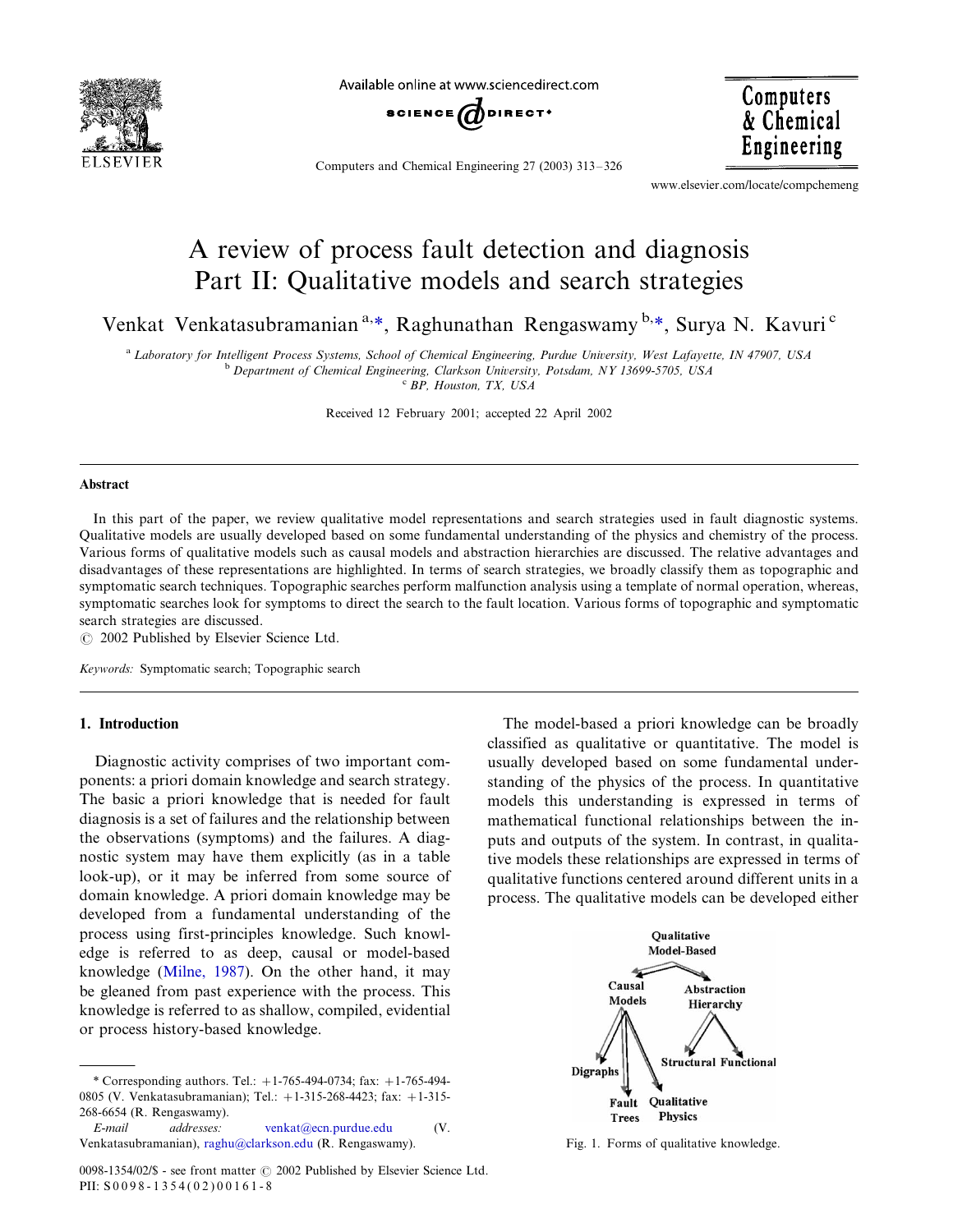# A review of process fault detection and diagnosis Part II: Qualitative models and search strategies

Venkat Venkatasubramanian [a,*], Raghunathan Rengaswamy [b,*], Surya N. Kavuri [c]

[a] *Laboratory for Intelligent Process Systems, School of Chemical Engineering, Purdue University, West Lafayette, IN 47907, USA*
[b] *Department of Chemical Engineering, Clarkson University, Potsdam, NY 13699-5705, USA*
[c] *BP, Houston, TX, USA*

Received 12 February 2001; accepted 22 April 2002

## Abstract

In this part of the paper, we review qualitative model representations and search strategies used in fault diagnostic systems. Qualitative models are usually developed based on some fundamental understanding of the physics and chemistry of the process. Various forms of qualitative models such as causal models and abstraction hierarchies are discussed. The relative advantages and disadvantages of these representations are highlighted. In terms of search strategies, we broadly classify them as topographic and symptomatic search techniques. Topographic searches perform malfunction analysis using a template of normal operation, whereas, symptomatic searches look for symptoms to direct the search to the fault location. Various forms of topographic and symptomatic search strategies are discussed.

© 2002 Published by Elsevier Science Ltd.

*Keywords:* Symptomatic search; Topographic search

## 1. Introduction

Diagnostic activity comprises of two important components: a priori domain knowledge and search strategy. The basic a priori knowledge that is needed for fault diagnosis is a set of failures and the relationship between the observations (symptoms) and the failures. A diagnostic system may have them explicitly (as in a table look-up), or it may be inferred from some source of domain knowledge. A priori domain knowledge may be developed from a fundamental understanding of the process using first-principles knowledge. Such knowledge is referred to as deep, causal or model-based knowledge (Milne, 1987). On the other hand, it may be gleaned from past experience with the process. This knowledge is referred to as shallow, compiled, evidential or process history-based knowledge.

The model-based a priori knowledge can be broadly classified as qualitative or quantitative. The model is usually developed based on some fundamental understanding of the physics of the process. In quantitative models this understanding is expressed in terms of mathematical functional relationships between the inputs and outputs of the system. In contrast, in qualitative models these relationships are expressed in terms of qualitative functions centered around different units in a process. The qualitative models can be developed either

Qualitative Model-Based
Causal Models
Abstraction Hierarchy
Digraphs
Fault Trees
Qualitative Physics
Structural
Functional

Fig. 1. Forms of qualitative knowledge.

---

* Corresponding authors. Tel.: +1-765-494-0734; fax: +1-765-494-0805 (V. Venkatasubramanian); Tel.: +1-315-268-4423; fax: +1-315-268-6654 (R. Rengaswamy).

*E-mail addresses:* venkat@ecn.purdue.edu (V. Venkatasubramanian), raghu@clarkson.edu (R. Rengaswamy).

0098-1354/02/$ - see front matter © 2002 Published by Elsevier Science Ltd.
PII: S0098-1354(02)00161-8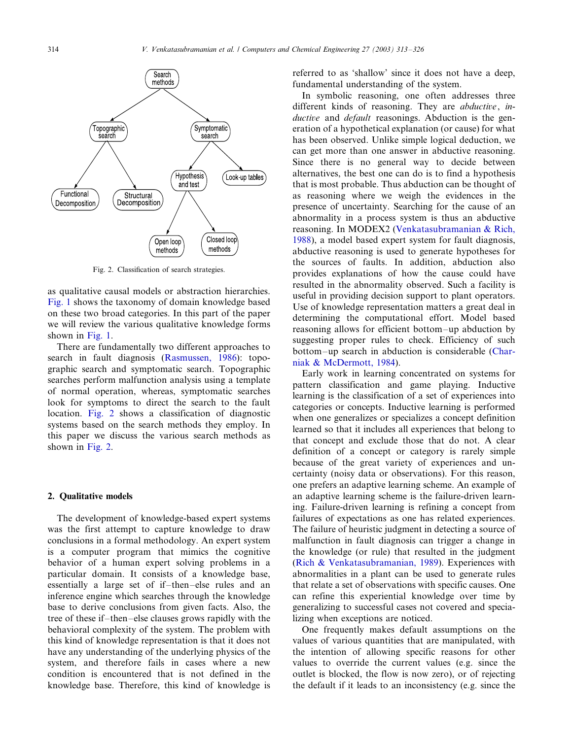Fig. 2. Classification of search strategies.

as qualitative causal models or abstraction hierarchies. Fig. 1 shows the taxonomy of domain knowledge based on these two broad categories. In this part of the paper we will review the various qualitative knowledge forms shown in Fig. 1.

There are fundamentally two different approaches to search in fault diagnosis (Rasmussen, 1986): topographic search and symptomatic search. Topographic searches perform malfunction analysis using a template of normal operation, whereas, symptomatic searches look for symptoms to direct the search to the fault location. Fig. 2 shows a classification of diagnostic systems based on the search methods they employ. In this paper we discuss the various search methods as shown in Fig. 2.

## 2. Qualitative models

The development of knowledge-based expert systems was the first attempt to capture knowledge to draw conclusions in a formal methodology. An expert system is a computer program that mimics the cognitive behavior of a human expert solving problems in a particular domain. It consists of a knowledge base, essentially a large set of if–then–else rules and an inference engine which searches through the knowledge base to derive conclusions from given facts. Also, the tree of these if–then–else clauses grows rapidly with the behavioral complexity of the system. The problem with this kind of knowledge representation is that it does not have any understanding of the underlying physics of the system, and therefore fails in cases where a new condition is encountered that is not defined in the knowledge base. Therefore, this kind of knowledge is referred to as 'shallow' since it does not have a deep, fundamental understanding of the system.

In symbolic reasoning, one often addresses three different kinds of reasoning. They are *abductive*, *inductive* and *default* reasonings. Abduction is the generation of a hypothetical explanation (or cause) for what has been observed. Unlike simple logical deduction, we can get more than one answer in abductive reasoning. Since there is no general way to decide between alternatives, the best one can do is to find a hypothesis that is most probable. Thus abduction can be thought of as reasoning where we weigh the evidences in the presence of uncertainty. Searching for the cause of an abnormality in a process system is thus an abductive reasoning. In MODEX2 (Venkatasubramanian & Rich, 1988), a model based expert system for fault diagnosis, abductive reasoning is used to generate hypotheses for the sources of faults. In addition, abduction also provides explanations of how the cause could have resulted in the abnormality observed. Such a facility is useful in providing decision support to plant operators. Use of knowledge representation matters a great deal in determining the computational effort. Model based reasoning allows for efficient bottom–up abduction by suggesting proper rules to check. Efficiency of such bottom–up search in abduction is considerable (Charniak & McDermott, 1984).

Early work in learning concentrated on systems for pattern classification and game playing. Inductive learning is the classification of a set of experiences into categories or concepts. Inductive learning is performed when one generalizes or specializes a concept definition learned so that it includes all experiences that belong to that concept and exclude those that do not. A clear definition of a concept or category is rarely simple because of the great variety of experiences and uncertainty (noisy data or observations). For this reason, one prefers an adaptive learning scheme. An example of an adaptive learning scheme is the failure-driven learning. Failure-driven learning is refining a concept from failures of expectations as one has related experiences. The failure of heuristic judgment in detecting a source of malfunction in fault diagnosis can trigger a change in the knowledge (or rule) that resulted in the judgment (Rich & Venkatasubramanian, 1989). Experiences with abnormalities in a plant can be used to generate rules that relate a set of observations with specific causes. One can refine this experiential knowledge over time by generalizing to successful cases not covered and specializing when exceptions are noticed.

One frequently makes default assumptions on the values of various quantities that are manipulated, with the intention of allowing specific reasons for other values to override the current values (e.g. since the outlet is blocked, the flow is now zero), or of rejecting the default if it leads to an inconsistency (e.g. since the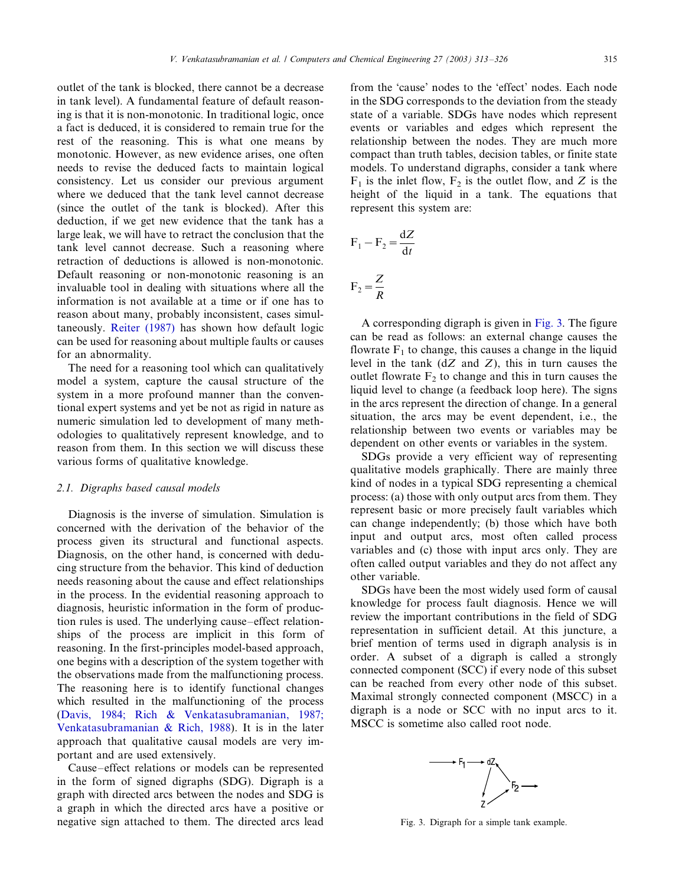outlet of the tank is blocked, there cannot be a decrease in tank level). A fundamental feature of default reasoning is that it is non-monotonic. In traditional logic, once a fact is deduced, it is considered to remain true for the rest of the reasoning. This is what one means by monotonic. However, as new evidence arises, one often needs to revise the deduced facts to maintain logical consistency. Let us consider our previous argument where we deduced that the tank level cannot decrease (since the outlet of the tank is blocked). After this deduction, if we get new evidence that the tank has a large leak, we will have to retract the conclusion that the tank level cannot decrease. Such a reasoning where retraction of deductions is allowed is non-monotonic. Default reasoning or non-monotonic reasoning is an invaluable tool in dealing with situations where all the information is not available at a time or if one has to reason about many, probably inconsistent, cases simultaneously. Reiter (1987) has shown how default logic can be used for reasoning about multiple faults or causes for an abnormality.

The need for a reasoning tool which can qualitatively model a system, capture the causal structure of the system in a more profound manner than the conventional expert systems and yet be not as rigid in nature as numeric simulation led to development of many methodologies to qualitatively represent knowledge, and to reason from them. In this section we will discuss these various forms of qualitative knowledge.

### 2.1. Digraphs based causal models

Diagnosis is the inverse of simulation. Simulation is concerned with the derivation of the behavior of the process given its structural and functional aspects. Diagnosis, on the other hand, is concerned with deducing structure from the behavior. This kind of deduction needs reasoning about the cause and effect relationships in the process. In the evidential reasoning approach to diagnosis, heuristic information in the form of production rules is used. The underlying cause–effect relationships of the process are implicit in this form of reasoning. In the first-principles model-based approach, one begins with a description of the system together with the observations made from the malfunctioning process. The reasoning here is to identify functional changes which resulted in the malfunctioning of the process (Davis, 1984; Rich & Venkatasubramanian, 1987; Venkatasubramanian & Rich, 1988). It is in the later approach that qualitative causal models are very important and are used extensively.

Cause–effect relations or models can be represented in the form of signed digraphs (SDG). Digraph is a graph with directed arcs between the nodes and SDG is a graph in which the directed arcs have a positive or negative sign attached to them. The directed arcs lead from the 'cause' nodes to the 'effect' nodes. Each node in the SDG corresponds to the deviation from the steady state of a variable. SDGs have nodes which represent events or variables and edges which represent the relationship between the nodes. They are much more compact than truth tables, decision tables, or finite state models. To understand digraphs, consider a tank where $F_1$ is the inlet flow, $F_2$ is the outlet flow, and $Z$ is the height of the liquid in a tank. The equations that represent this system are:

$$F_1 - F_2 = \frac{dZ}{dt}$$

$$F_2 = \frac{Z}{R}$$

A corresponding digraph is given in Fig. 3. The figure can be read as follows: an external change causes the flowrate $F_1$ to change, this causes a change in the liquid level in the tank ($dZ$ and $Z$), this in turn causes the outlet flowrate $F_2$ to change and this in turn causes the liquid level to change (a feedback loop here). The signs in the arcs represent the direction of change. In a general situation, the arcs may be event dependent, i.e., the relationship between two events or variables may be dependent on other events or variables in the system.

SDGs provide a very efficient way of representing qualitative models graphically. There are mainly three kind of nodes in a typical SDG representing a chemical process: (a) those with only output arcs from them. They represent basic or more precisely fault variables which can change independently; (b) those which have both input and output arcs, most often called process variables and (c) those with input arcs only. They are often called output variables and they do not affect any other variable.

SDGs have been the most widely used form of causal knowledge for process fault diagnosis. Hence we will review the important contributions in the field of SDG representation in sufficient detail. At this juncture, a brief mention of terms used in digraph analysis is in order. A subset of a digraph is called a strongly connected component (SCC) if every node of this subset can be reached from every other node of this subset. Maximal strongly connected component (MSCC) in a digraph is a node or SCC with no input arcs to it. MSCC is sometime also called root node.

Fig. 3. Digraph for a simple tank example.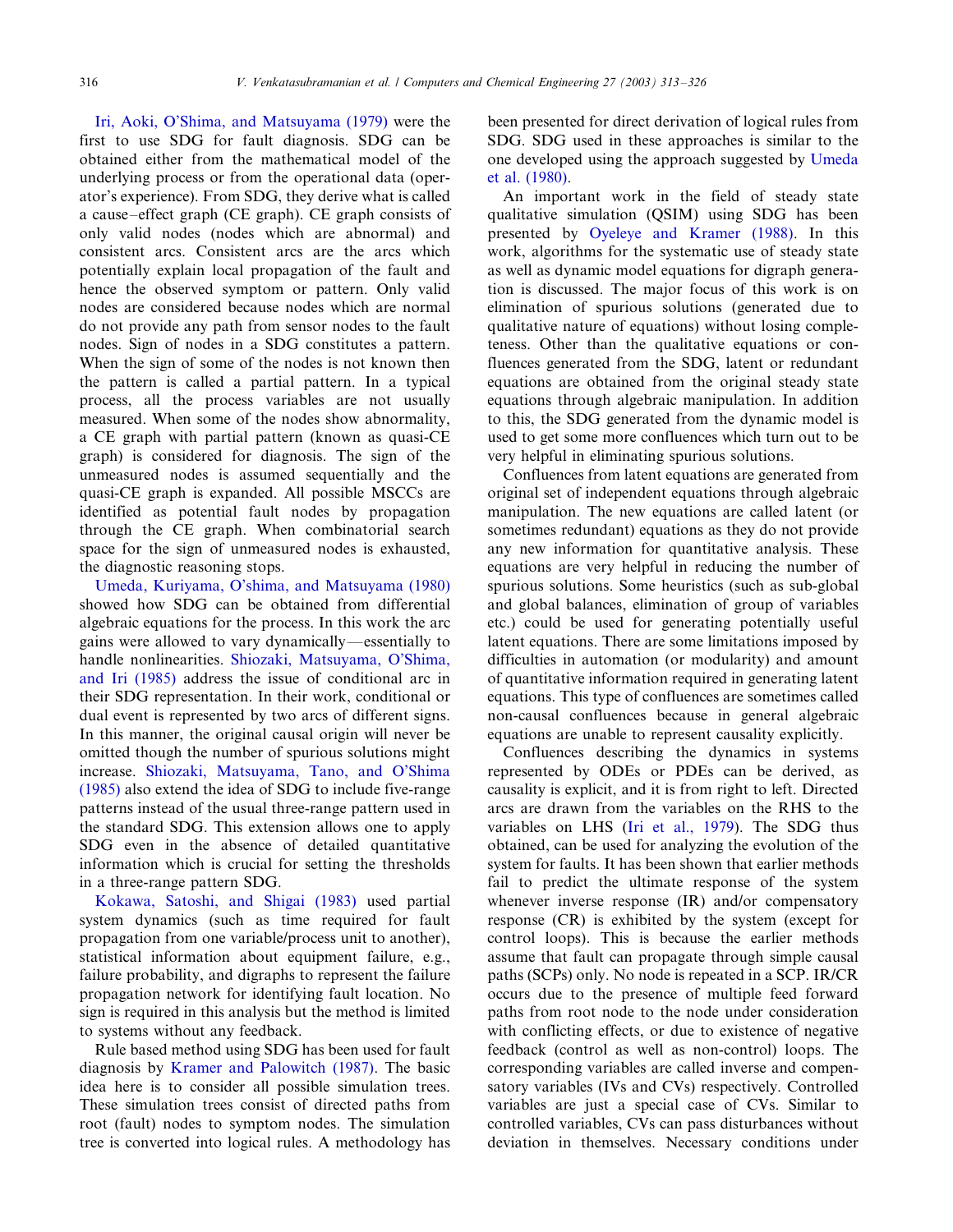Iri, Aoki, O'Shima, and Matsuyama (1979) were the first to use SDG for fault diagnosis. SDG can be obtained either from the mathematical model of the underlying process or from the operational data (operator's experience). From SDG, they derive what is called a cause–effect graph (CE graph). CE graph consists of only valid nodes (nodes which are abnormal) and consistent arcs. Consistent arcs are the arcs which potentially explain local propagation of the fault and hence the observed symptom or pattern. Only valid nodes are considered because nodes which are normal do not provide any path from sensor nodes to the fault nodes. Sign of nodes in a SDG constitutes a pattern. When the sign of some of the nodes is not known then the pattern is called a partial pattern. In a typical process, all the process variables are not usually measured. When some of the nodes show abnormality, a CE graph with partial pattern (known as quasi-CE graph) is considered for diagnosis. The sign of the unmeasured nodes is assumed sequentially and the quasi-CE graph is expanded. All possible MSCCs are identified as potential fault nodes by propagation through the CE graph. When combinatorial search space for the sign of unmeasured nodes is exhausted, the diagnostic reasoning stops.

Umeda, Kuriyama, O'shima, and Matsuyama (1980) showed how SDG can be obtained from differential algebraic equations for the process. In this work the arc gains were allowed to vary dynamically—essentially to handle nonlinearities. Shiozaki, Matsuyama, O'Shima, and Iri (1985) address the issue of conditional arc in their SDG representation. In their work, conditional or dual event is represented by two arcs of different signs. In this manner, the original causal origin will never be omitted though the number of spurious solutions might increase. Shiozaki, Matsuyama, Tano, and O'Shima (1985) also extend the idea of SDG to include five-range patterns instead of the usual three-range pattern used in the standard SDG. This extension allows one to apply SDG even in the absence of detailed quantitative information which is crucial for setting the thresholds in a three-range pattern SDG.

Kokawa, Satoshi, and Shigai (1983) used partial system dynamics (such as time required for fault propagation from one variable/process unit to another), statistical information about equipment failure, e.g., failure probability, and digraphs to represent the failure propagation network for identifying fault location. No sign is required in this analysis but the method is limited to systems without any feedback.

Rule based method using SDG has been used for fault diagnosis by Kramer and Palowitch (1987). The basic idea here is to consider all possible simulation trees. These simulation trees consist of directed paths from root (fault) nodes to symptom nodes. The simulation tree is converted into logical rules. A methodology has been presented for direct derivation of logical rules from SDG. SDG used in these approaches is similar to the one developed using the approach suggested by Umeda et al. (1980).

An important work in the field of steady state qualitative simulation (QSIM) using SDG has been presented by Oyeleye and Kramer (1988). In this work, algorithms for the systematic use of steady state as well as dynamic model equations for digraph generation is discussed. The major focus of this work is on elimination of spurious solutions (generated due to qualitative nature of equations) without losing completeness. Other than the qualitative equations or confluences generated from the SDG, latent or redundant equations are obtained from the original steady state equations through algebraic manipulation. In addition to this, the SDG generated from the dynamic model is used to get some more confluences which turn out to be very helpful in eliminating spurious solutions.

Confluences from latent equations are generated from original set of independent equations through algebraic manipulation. The new equations are called latent (or sometimes redundant) equations as they do not provide any new information for quantitative analysis. These equations are very helpful in reducing the number of spurious solutions. Some heuristics (such as sub-global and global balances, elimination of group of variables etc.) could be used for generating potentially useful latent equations. There are some limitations imposed by difficulties in automation (or modularity) and amount of quantitative information required in generating latent equations. This type of confluences are sometimes called non-causal confluences because in general algebraic equations are unable to represent causality explicitly.

Confluences describing the dynamics in systems represented by ODEs or PDEs can be derived, as causality is explicit, and it is from right to left. Directed arcs are drawn from the variables on the RHS to the variables on LHS (Iri et al., 1979). The SDG thus obtained, can be used for analyzing the evolution of the system for faults. It has been shown that earlier methods fail to predict the ultimate response of the system whenever inverse response (IR) and/or compensatory response (CR) is exhibited by the system (except for control loops). This is because the earlier methods assume that fault can propagate through simple causal paths (SCPs) only. No node is repeated in a SCP. IR/CR occurs due to the presence of multiple feed forward paths from root node to the node under consideration with conflicting effects, or due to existence of negative feedback (control as well as non-control) loops. The corresponding variables are called inverse and compensatory variables (IVs and CVs) respectively. Controlled variables are just a special case of CVs. Similar to controlled variables, CVs can pass disturbances without deviation in themselves. Necessary conditions under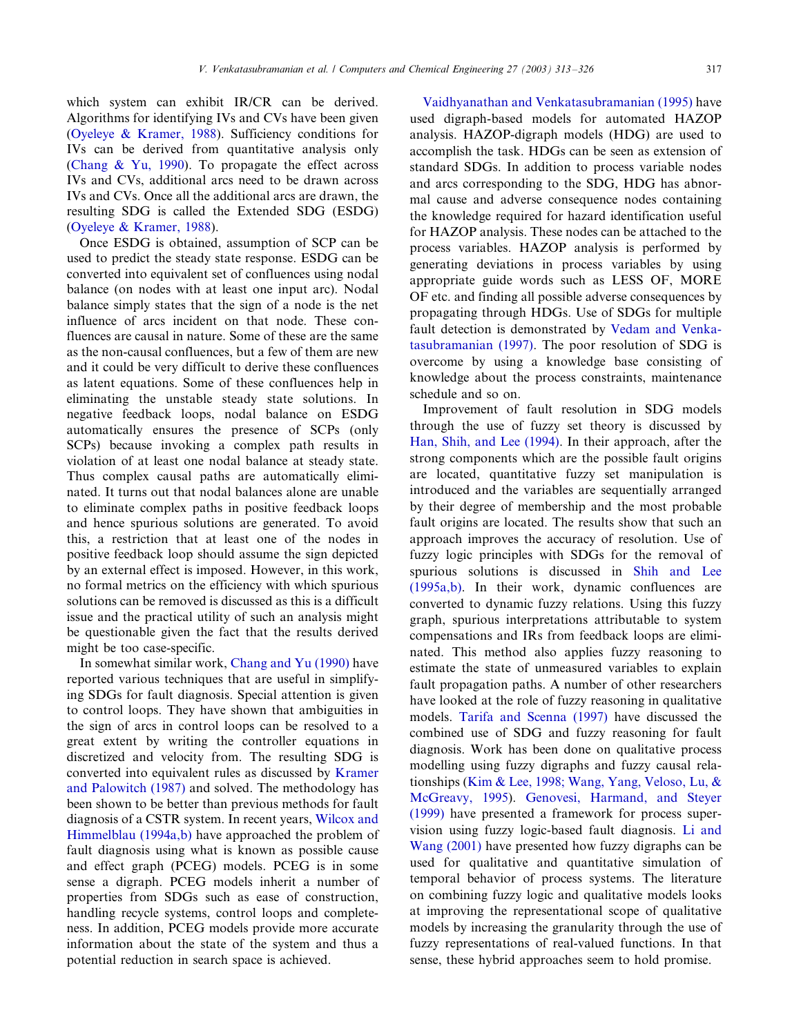which system can exhibit IR/CR can be derived. Algorithms for identifying IVs and CVs have been given (Oyeleye & Kramer, 1988). Sufficiency conditions for IVs can be derived from quantitative analysis only (Chang & Yu, 1990). To propagate the effect across IVs and CVs, additional arcs need to be drawn across IVs and CVs. Once all the additional arcs are drawn, the resulting SDG is called the Extended SDG (ESDG) (Oyeleye & Kramer, 1988).

Once ESDG is obtained, assumption of SCP can be used to predict the steady state response. ESDG can be converted into equivalent set of confluences using nodal balance (on nodes with at least one input arc). Nodal balance simply states that the sign of a node is the net influence of arcs incident on that node. These confluences are causal in nature. Some of these are the same as the non-causal confluences, but a few of them are new and it could be very difficult to derive these confluences as latent equations. Some of these confluences help in eliminating the unstable steady state solutions. In negative feedback loops, nodal balance on ESDG automatically ensures the presence of SCPs (only SCPs) because invoking a complex path results in violation of at least one nodal balance at steady state. Thus complex causal paths are automatically eliminated. It turns out that nodal balances alone are unable to eliminate complex paths in positive feedback loops and hence spurious solutions are generated. To avoid this, a restriction that at least one of the nodes in positive feedback loop should assume the sign depicted by an external effect is imposed. However, in this work, no formal metrics on the efficiency with which spurious solutions can be removed is discussed as this is a difficult issue and the practical utility of such an analysis might be questionable given the fact that the results derived might be too case-specific.

In somewhat similar work, Chang and Yu (1990) have reported various techniques that are useful in simplifying SDGs for fault diagnosis. Special attention is given to control loops. They have shown that ambiguities in the sign of arcs in control loops can be resolved to a great extent by writing the controller equations in discretized and velocity from. The resulting SDG is converted into equivalent rules as discussed by Kramer and Palowitch (1987) and solved. The methodology has been shown to be better than previous methods for fault diagnosis of a CSTR system. In recent years, Wilcox and Himmelblau (1994a,b) have approached the problem of fault diagnosis using what is known as possible cause and effect graph (PCEG) models. PCEG is in some sense a digraph. PCEG models inherit a number of properties from SDGs such as ease of construction, handling recycle systems, control loops and completeness. In addition, PCEG models provide more accurate information about the state of the system and thus a potential reduction in search space is achieved.

Vaidhyanathan and Venkatasubramanian (1995) have used digraph-based models for automated HAZOP analysis. HAZOP-digraph models (HDG) are used to accomplish the task. HDGs can be seen as extension of standard SDGs. In addition to process variable nodes and arcs corresponding to the SDG, HDG has abnormal cause and adverse consequence nodes containing the knowledge required for hazard identification useful for HAZOP analysis. These nodes can be attached to the process variables. HAZOP analysis is performed by generating deviations in process variables by using appropriate guide words such as LESS OF, MORE OF etc. and finding all possible adverse consequences by propagating through HDGs. Use of SDGs for multiple fault detection is demonstrated by Vedam and Venkatasubramanian (1997). The poor resolution of SDG is overcome by using a knowledge base consisting of knowledge about the process constraints, maintenance schedule and so on.

Improvement of fault resolution in SDG models through the use of fuzzy set theory is discussed by Han, Shih, and Lee (1994). In their approach, after the strong components which are the possible fault origins are located, quantitative fuzzy set manipulation is introduced and the variables are sequentially arranged by their degree of membership and the most probable fault origins are located. The results show that such an approach improves the accuracy of resolution. Use of fuzzy logic principles with SDGs for the removal of spurious solutions is discussed in Shih and Lee (1995a,b). In their work, dynamic confluences are converted to dynamic fuzzy relations. Using this fuzzy graph, spurious interpretations attributable to system compensations and IRs from feedback loops are eliminated. This method also applies fuzzy reasoning to estimate the state of unmeasured variables to explain fault propagation paths. A number of other researchers have looked at the role of fuzzy reasoning in qualitative models. Tarifa and Scenna (1997) have discussed the combined use of SDG and fuzzy reasoning for fault diagnosis. Work has been done on qualitative process modelling using fuzzy digraphs and fuzzy causal relationships (Kim & Lee, 1998; Wang, Yang, Veloso, Lu, & McGreavy, 1995). Genovesi, Harmand, and Steyer (1999) have presented a framework for process supervision using fuzzy logic-based fault diagnosis. Li and Wang (2001) have presented how fuzzy digraphs can be used for qualitative and quantitative simulation of temporal behavior of process systems. The literature on combining fuzzy logic and qualitative models looks at improving the representational scope of qualitative models by increasing the granularity through the use of fuzzy representations of real-valued functions. In that sense, these hybrid approaches seem to hold promise.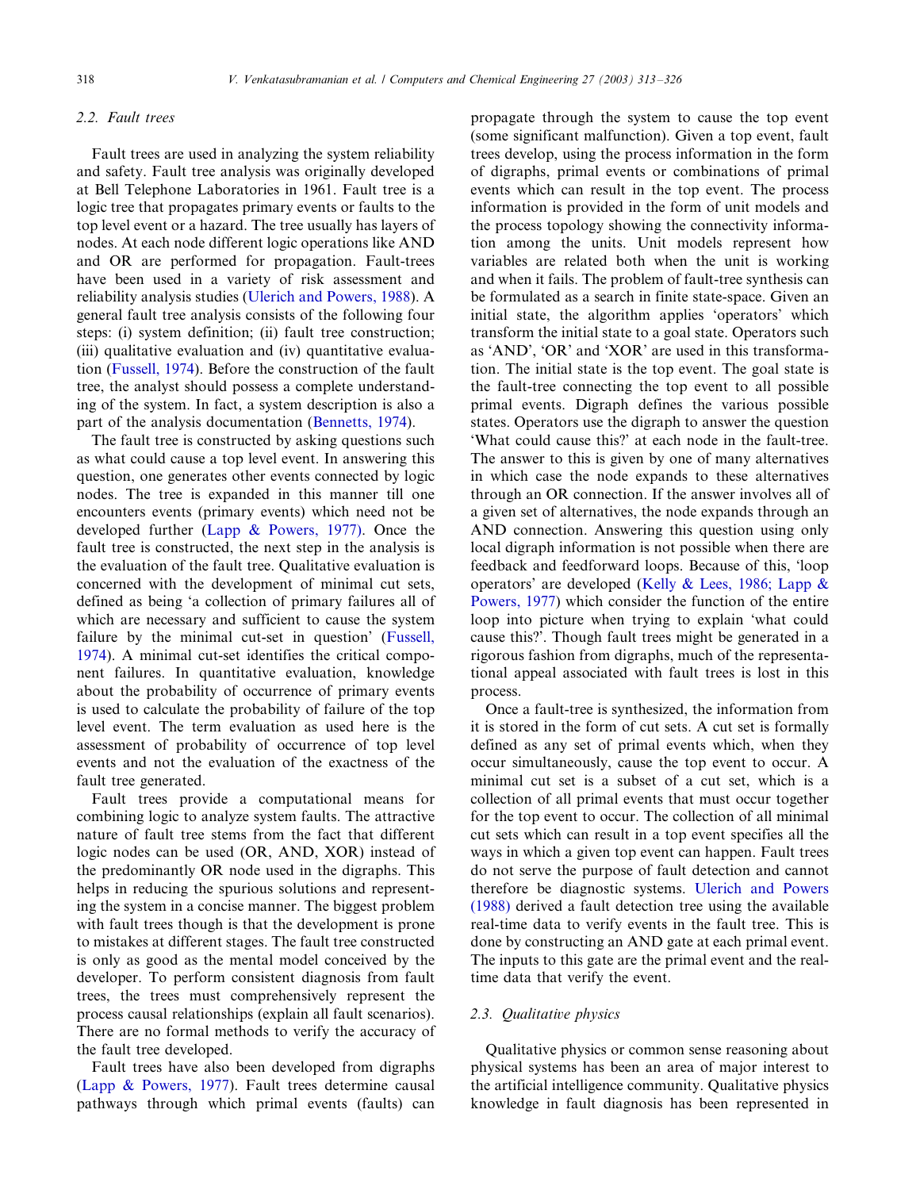### 2.2. Fault trees

Fault trees are used in analyzing the system reliability and safety. Fault tree analysis was originally developed at Bell Telephone Laboratories in 1961. Fault tree is a logic tree that propagates primary events or faults to the top level event or a hazard. The tree usually has layers of nodes. At each node different logic operations like AND and OR are performed for propagation. Fault-trees have been used in a variety of risk assessment and reliability analysis studies (Ulerich and Powers, 1988). A general fault tree analysis consists of the following four steps: (i) system definition; (ii) fault tree construction; (iii) qualitative evaluation and (iv) quantitative evaluation (Fussell, 1974). Before the construction of the fault tree, the analyst should possess a complete understanding of the system. In fact, a system description is also a part of the analysis documentation (Bennetts, 1974).

The fault tree is constructed by asking questions such as what could cause a top level event. In answering this question, one generates other events connected by logic nodes. The tree is expanded in this manner till one encounters events (primary events) which need not be developed further (Lapp & Powers, 1977). Once the fault tree is constructed, the next step in the analysis is the evaluation of the fault tree. Qualitative evaluation is concerned with the development of minimal cut sets, defined as being 'a collection of primary failures all of which are necessary and sufficient to cause the system failure by the minimal cut-set in question' (Fussell, 1974). A minimal cut-set identifies the critical component failures. In quantitative evaluation, knowledge about the probability of occurrence of primary events is used to calculate the probability of failure of the top level event. The term evaluation as used here is the assessment of probability of occurrence of top level events and not the evaluation of the exactness of the fault tree generated.

Fault trees provide a computational means for combining logic to analyze system faults. The attractive nature of fault tree stems from the fact that different logic nodes can be used (OR, AND, XOR) instead of the predominantly OR node used in the digraphs. This helps in reducing the spurious solutions and representing the system in a concise manner. The biggest problem with fault trees though is that the development is prone to mistakes at different stages. The fault tree constructed is only as good as the mental model conceived by the developer. To perform consistent diagnosis from fault trees, the trees must comprehensively represent the process causal relationships (explain all fault scenarios). There are no formal methods to verify the accuracy of the fault tree developed.

Fault trees have also been developed from digraphs (Lapp & Powers, 1977). Fault trees determine causal pathways through which primal events (faults) can propagate through the system to cause the top event (some significant malfunction). Given a top event, fault trees develop, using the process information in the form of digraphs, primal events or combinations of primal events which can result in the top event. The process information is provided in the form of unit models and the process topology showing the connectivity information among the units. Unit models represent how variables are related both when the unit is working and when it fails. The problem of fault-tree synthesis can be formulated as a search in finite state-space. Given an initial state, the algorithm applies 'operators' which transform the initial state to a goal state. Operators such as 'AND', 'OR' and 'XOR' are used in this transformation. The initial state is the top event. The goal state is the fault-tree connecting the top event to all possible primal events. Digraph defines the various possible states. Operators use the digraph to answer the question 'What could cause this?' at each node in the fault-tree. The answer to this is given by one of many alternatives in which case the node expands to these alternatives through an OR connection. If the answer involves all of a given set of alternatives, the node expands through an AND connection. Answering this question using only local digraph information is not possible when there are feedback and feedforward loops. Because of this, 'loop operators' are developed (Kelly & Lees, 1986; Lapp & Powers, 1977) which consider the function of the entire loop into picture when trying to explain 'what could cause this?'. Though fault trees might be generated in a rigorous fashion from digraphs, much of the representational appeal associated with fault trees is lost in this process.

Once a fault-tree is synthesized, the information from it is stored in the form of cut sets. A cut set is formally defined as any set of primal events which, when they occur simultaneously, cause the top event to occur. A minimal cut set is a subset of a cut set, which is a collection of all primal events that must occur together for the top event to occur. The collection of all minimal cut sets which can result in a top event specifies all the ways in which a given top event can happen. Fault trees do not serve the purpose of fault detection and cannot therefore be diagnostic systems. Ulerich and Powers (1988) derived a fault detection tree using the available real-time data to verify events in the fault tree. This is done by constructing an AND gate at each primal event. The inputs to this gate are the primal event and the real-time data that verify the event.

### 2.3. Qualitative physics

Qualitative physics or common sense reasoning about physical systems has been an area of major interest to the artificial intelligence community. Qualitative physics knowledge in fault diagnosis has been represented in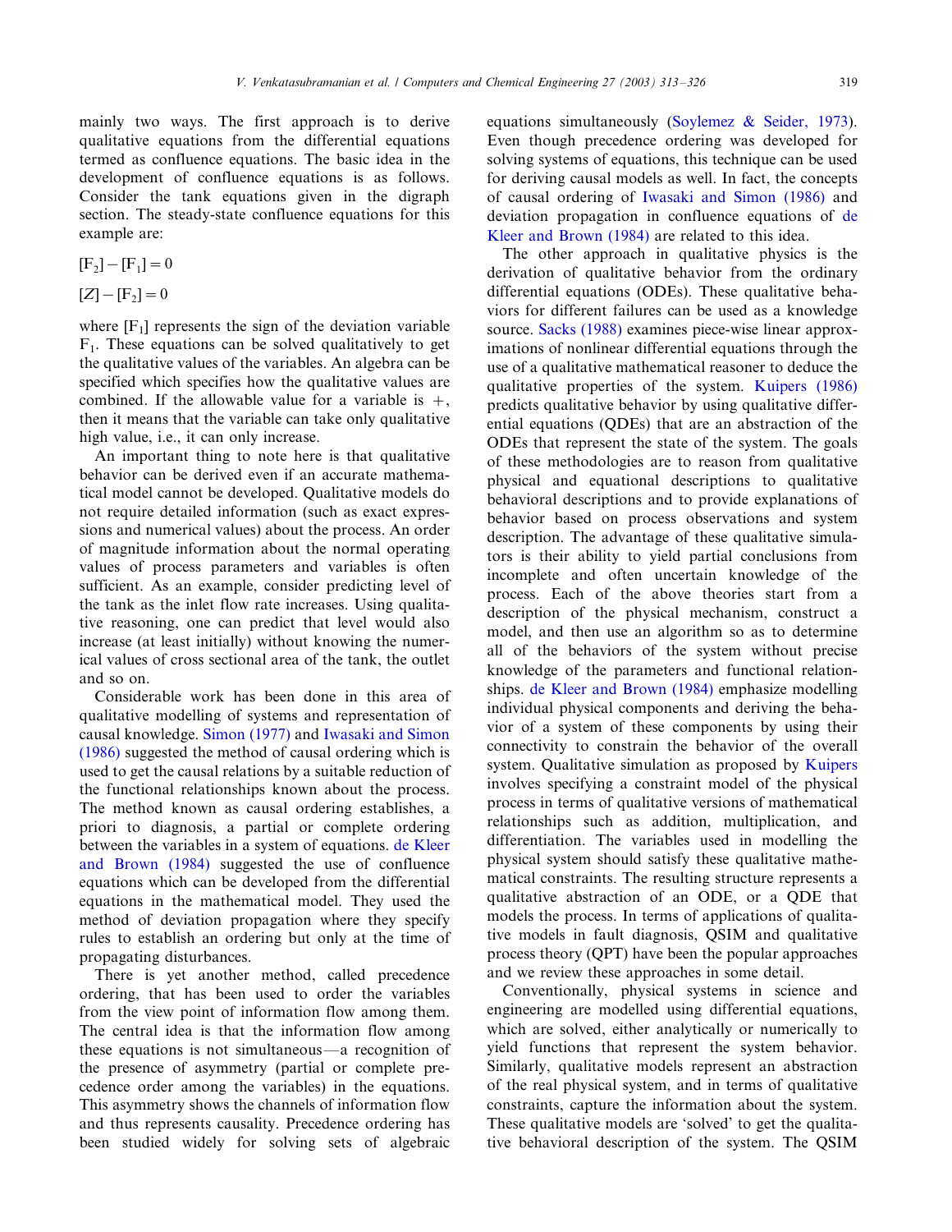mainly two ways. The first approach is to derive qualitative equations from the differential equations termed as confluence equations. The basic idea in the development of confluence equations is as follows. Consider the tank equations given in the digraph section. The steady-state confluence equations for this example are:

$$[F_2] - [F_1] = 0$$

$$[Z] - [F_2] = 0$$

where $[F_1]$ represents the sign of the deviation variable $F_1$. These equations can be solved qualitatively to get the qualitative values of the variables. An algebra can be specified which specifies how the qualitative values are combined. If the allowable value for a variable is +, then it means that the variable can take only qualitative high value, i.e., it can only increase.

An important thing to note here is that qualitative behavior can be derived even if an accurate mathematical model cannot be developed. Qualitative models do not require detailed information (such as exact expressions and numerical values) about the process. An order of magnitude information about the normal operating values of process parameters and variables is often sufficient. As an example, consider predicting level of the tank as the inlet flow rate increases. Using qualitative reasoning, one can predict that level would also increase (at least initially) without knowing the numerical values of cross sectional area of the tank, the outlet and so on.

Considerable work has been done in this area of qualitative modelling of systems and representation of causal knowledge. Simon (1977) and Iwasaki and Simon (1986) suggested the method of causal ordering which is used to get the causal relations by a suitable reduction of the functional relationships known about the process. The method known as causal ordering establishes, a priori to diagnosis, a partial or complete ordering between the variables in a system of equations. de Kleer and Brown (1984) suggested the use of confluence equations which can be developed from the differential equations in the mathematical model. They used the method of deviation propagation where they specify rules to establish an ordering but only at the time of propagating disturbances.

There is yet another method, called precedence ordering, that has been used to order the variables from the view point of information flow among them. The central idea is that the information flow among these equations is not simultaneous—a recognition of the presence of asymmetry (partial or complete precedence order among the variables) in the equations. This asymmetry shows the channels of information flow and thus represents causality. Precedence ordering has been studied widely for solving sets of algebraic equations simultaneously (Soylemez & Seider, 1973). Even though precedence ordering was developed for solving systems of equations, this technique can be used for deriving causal models as well. In fact, the concepts of causal ordering of Iwasaki and Simon (1986) and deviation propagation in confluence equations of de Kleer and Brown (1984) are related to this idea.

The other approach in qualitative physics is the derivation of qualitative behavior from the ordinary differential equations (ODEs). These qualitative behaviors for different failures can be used as a knowledge source. Sacks (1988) examines piece-wise linear approximations of nonlinear differential equations through the use of a qualitative mathematical reasoner to deduce the qualitative properties of the system. Kuipers (1986) predicts qualitative behavior by using qualitative differential equations (QDEs) that are an abstraction of the ODEs that represent the state of the system. The goals of these methodologies are to reason from qualitative physical and equational descriptions to qualitative behavioral descriptions and to provide explanations of behavior based on process observations and system description. The advantage of these qualitative simulators is their ability to yield partial conclusions from incomplete and often uncertain knowledge of the process. Each of the above theories start from a description of the physical mechanism, construct a model, and then use an algorithm so as to determine all of the behaviors of the system without precise knowledge of the parameters and functional relationships. de Kleer and Brown (1984) emphasize modelling individual physical components and deriving the behavior of a system of these components by using their connectivity to constrain the behavior of the overall system. Qualitative simulation as proposed by Kuipers involves specifying a constraint model of the physical process in terms of qualitative versions of mathematical relationships such as addition, multiplication, and differentiation. The variables used in modelling the physical system should satisfy these qualitative mathematical constraints. The resulting structure represents a qualitative abstraction of an ODE, or a QDE that models the process. In terms of applications of qualitative models in fault diagnosis, QSIM and qualitative process theory (QPT) have been the popular approaches and we review these approaches in some detail.

Conventionally, physical systems in science and engineering are modelled using differential equations, which are solved, either analytically or numerically to yield functions that represent the system behavior. Similarly, qualitative models represent an abstraction of the real physical system, and in terms of qualitative constraints, capture the information about the system. These qualitative models are 'solved' to get the qualitative behavioral description of the system. The QSIM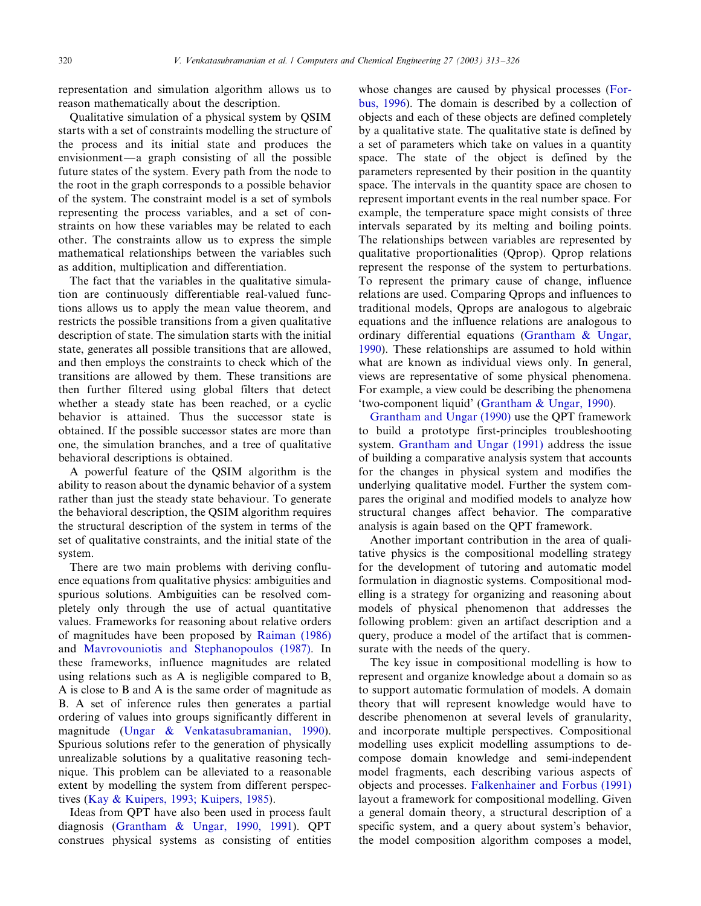representation and simulation algorithm allows us to reason mathematically about the description.

Qualitative simulation of a physical system by QSIM starts with a set of constraints modelling the structure of the process and its initial state and produces the envisionment—a graph consisting of all the possible future states of the system. Every path from the node to the root in the graph corresponds to a possible behavior of the system. The constraint model is a set of symbols representing the process variables, and a set of constraints on how these variables may be related to each other. The constraints allow us to express the simple mathematical relationships between the variables such as addition, multiplication and differentiation.

The fact that the variables in the qualitative simulation are continuously differentiable real-valued functions allows us to apply the mean value theorem, and restricts the possible transitions from a given qualitative description of state. The simulation starts with the initial state, generates all possible transitions that are allowed, and then employs the constraints to check which of the transitions are allowed by them. These transitions are then further filtered using global filters that detect whether a steady state has been reached, or a cyclic behavior is attained. Thus the successor state is obtained. If the possible successor states are more than one, the simulation branches, and a tree of qualitative behavioral descriptions is obtained.

A powerful feature of the QSIM algorithm is the ability to reason about the dynamic behavior of a system rather than just the steady state behaviour. To generate the behavioral description, the QSIM algorithm requires the structural description of the system in terms of the set of qualitative constraints, and the initial state of the system.

There are two main problems with deriving confluence equations from qualitative physics: ambiguities and spurious solutions. Ambiguities can be resolved completely only through the use of actual quantitative values. Frameworks for reasoning about relative orders of magnitudes have been proposed by Raiman (1986) and Mavrovouniotis and Stephanopoulos (1987). In these frameworks, influence magnitudes are related using relations such as A is negligible compared to B, A is close to B and A is the same order of magnitude as B. A set of inference rules then generates a partial ordering of values into groups significantly different in magnitude (Ungar & Venkatasubramanian, 1990). Spurious solutions refer to the generation of physically unrealizable solutions by a qualitative reasoning technique. This problem can be alleviated to a reasonable extent by modelling the system from different perspectives (Kay & Kuipers, 1993; Kuipers, 1985).

Ideas from QPT have also been used in process fault diagnosis (Grantham & Ungar, 1990, 1991). QPT construes physical systems as consisting of entities whose changes are caused by physical processes (Forbus, 1996). The domain is described by a collection of objects and each of these objects are defined completely by a qualitative state. The qualitative state is defined by a set of parameters which take on values in a quantity space. The state of the object is defined by the parameters represented by their position in the quantity space. The intervals in the quantity space are chosen to represent important events in the real number space. For example, the temperature space might consists of three intervals separated by its melting and boiling points. The relationships between variables are represented by qualitative proportionalities (Qprop). Qprop relations represent the response of the system to perturbations. To represent the primary cause of change, influence relations are used. Comparing Qprops and influences to traditional models, Qprops are analogous to algebraic equations and the influence relations are analogous to ordinary differential equations (Grantham & Ungar, 1990). These relationships are assumed to hold within what are known as individual views only. In general, views are representative of some physical phenomena. For example, a view could be describing the phenomena 'two-component liquid' (Grantham & Ungar, 1990).

Grantham and Ungar (1990) use the QPT framework to build a prototype first-principles troubleshooting system. Grantham and Ungar (1991) address the issue of building a comparative analysis system that accounts for the changes in physical system and modifies the underlying qualitative model. Further the system compares the original and modified models to analyze how structural changes affect behavior. The comparative analysis is again based on the QPT framework.

Another important contribution in the area of qualitative physics is the compositional modelling strategy for the development of tutoring and automatic model formulation in diagnostic systems. Compositional modelling is a strategy for organizing and reasoning about models of physical phenomenon that addresses the following problem: given an artifact description and a query, produce a model of the artifact that is commensurate with the needs of the query.

The key issue in compositional modelling is how to represent and organize knowledge about a domain so as to support automatic formulation of models. A domain theory that will represent knowledge would have to describe phenomenon at several levels of granularity, and incorporate multiple perspectives. Compositional modelling uses explicit modelling assumptions to decompose domain knowledge and semi-independent model fragments, each describing various aspects of objects and processes. Falkenhainer and Forbus (1991) layout a framework for compositional modelling. Given a general domain theory, a structural description of a specific system, and a query about system's behavior, the model composition algorithm composes a model,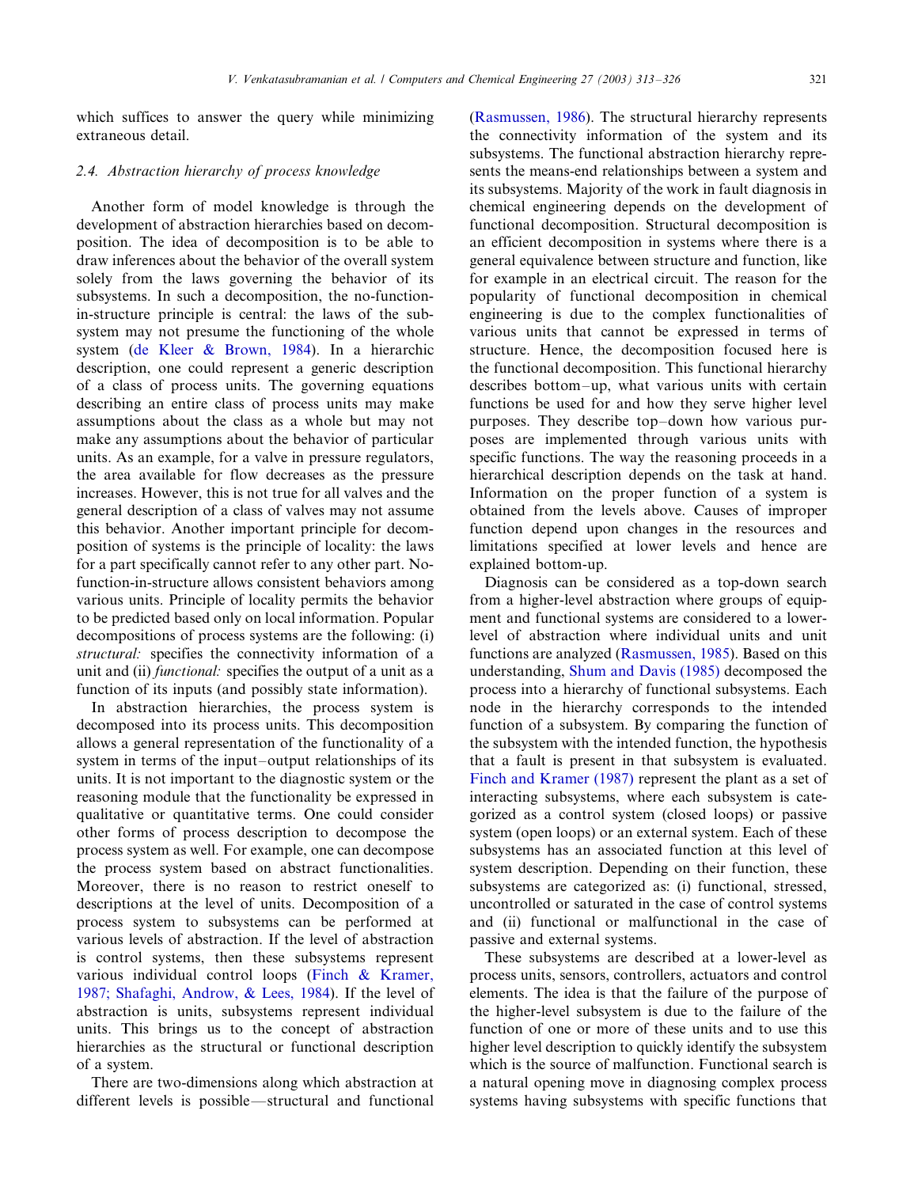which suffices to answer the query while minimizing extraneous detail.

### 2.4. Abstraction hierarchy of process knowledge

Another form of model knowledge is through the development of abstraction hierarchies based on decomposition. The idea of decomposition is to be able to draw inferences about the behavior of the overall system solely from the laws governing the behavior of its subsystems. In such a decomposition, the no-function-in-structure principle is central: the laws of the subsystem may not presume the functioning of the whole system (de Kleer & Brown, 1984). In a hierarchic description, one could represent a generic description of a class of process units. The governing equations describing an entire class of process units may make assumptions about the class as a whole but may not make any assumptions about the behavior of particular units. As an example, for a valve in pressure regulators, the area available for flow decreases as the pressure increases. However, this is not true for all valves and the general description of a class of valves may not assume this behavior. Another important principle for decomposition of systems is the principle of locality: the laws for a part specifically cannot refer to any other part. No-function-in-structure allows consistent behaviors among various units. Principle of locality permits the behavior to be predicted based only on local information. Popular decompositions of process systems are the following: (i) *structural:* specifies the connectivity information of a unit and (ii) *functional:* specifies the output of a unit as a function of its inputs (and possibly state information).

In abstraction hierarchies, the process system is decomposed into its process units. This decomposition allows a general representation of the functionality of a system in terms of the input–output relationships of its units. It is not important to the diagnostic system or the reasoning module that the functionality be expressed in qualitative or quantitative terms. One could consider other forms of process description to decompose the process system as well. For example, one can decompose the process system based on abstract functionalities. Moreover, there is no reason to restrict oneself to descriptions at the level of units. Decomposition of a process system to subsystems can be performed at various levels of abstraction. If the level of abstraction is control systems, then these subsystems represent various individual control loops (Finch & Kramer, 1987; Shafaghi, Androw, & Lees, 1984). If the level of abstraction is units, subsystems represent individual units. This brings us to the concept of abstraction hierarchies as the structural or functional description of a system.

There are two-dimensions along which abstraction at different levels is possible—structural and functional (Rasmussen, 1986). The structural hierarchy represents the connectivity information of the system and its subsystems. The functional abstraction hierarchy represents the means-end relationships between a system and its subsystems. Majority of the work in fault diagnosis in chemical engineering depends on the development of functional decomposition. Structural decomposition is an efficient decomposition in systems where there is a general equivalence between structure and function, like for example in an electrical circuit. The reason for the popularity of functional decomposition in chemical engineering is due to the complex functionalities of various units that cannot be expressed in terms of structure. Hence, the decomposition focused here is the functional decomposition. This functional hierarchy describes bottom–up, what various units with certain functions be used for and how they serve higher level purposes. They describe top–down how various purposes are implemented through various units with specific functions. The way the reasoning proceeds in a hierarchical description depends on the task at hand. Information on the proper function of a system is obtained from the levels above. Causes of improper function depend upon changes in the resources and limitations specified at lower levels and hence are explained bottom-up.

Diagnosis can be considered as a top-down search from a higher-level abstraction where groups of equipment and functional systems are considered to a lower-level of abstraction where individual units and unit functions are analyzed (Rasmussen, 1985). Based on this understanding, Shum and Davis (1985) decomposed the process into a hierarchy of functional subsystems. Each node in the hierarchy corresponds to the intended function of a subsystem. By comparing the function of the subsystem with the intended function, the hypothesis that a fault is present in that subsystem is evaluated. Finch and Kramer (1987) represent the plant as a set of interacting subsystems, where each subsystem is categorized as a control system (closed loops) or passive system (open loops) or an external system. Each of these subsystems has an associated function at this level of system description. Depending on their function, these subsystems are categorized as: (i) functional, stressed, uncontrolled or saturated in the case of control systems and (ii) functional or malfunctional in the case of passive and external systems.

These subsystems are described at a lower-level as process units, sensors, controllers, actuators and control elements. The idea is that the failure of the purpose of the higher-level subsystem is due to the failure of the function of one or more of these units and to use this higher level description to quickly identify the subsystem which is the source of malfunction. Functional search is a natural opening move in diagnosing complex process systems having subsystems with specific functions that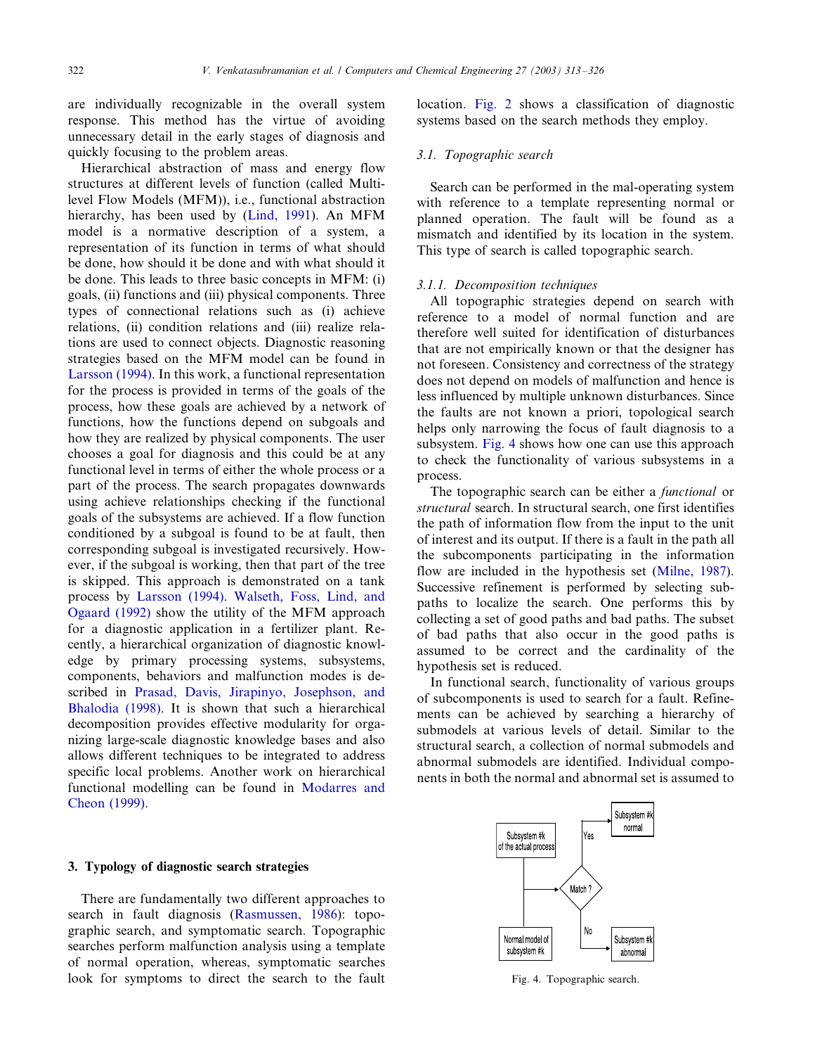are individually recognizable in the overall system response. This method has the virtue of avoiding unnecessary detail in the early stages of diagnosis and quickly focusing to the problem areas.

Hierarchical abstraction of mass and energy flow structures at different levels of function (called Multilevel Flow Models (MFM)), i.e., functional abstraction hierarchy, has been used by (Lind, 1991). An MFM model is a normative description of a system, a representation of its function in terms of what should be done, how should it be done and with what should it be done. This leads to three basic concepts in MFM: (i) goals, (ii) functions and (iii) physical components. Three types of connectional relations such as (i) achieve relations, (ii) condition relations and (iii) realize relations are used to connect objects. Diagnostic reasoning strategies based on the MFM model can be found in Larsson (1994). In this work, a functional representation for the process is provided in terms of the goals of the process, how these goals are achieved by a network of functions, how the functions depend on subgoals and how they are realized by physical components. The user chooses a goal for diagnosis and this could be at any functional level in terms of either the whole process or a part of the process. The search propagates downwards using achieve relationships checking if the functional goals of the subsystems are achieved. If a flow function conditioned by a subgoal is found to be at fault, then corresponding subgoal is investigated recursively. However, if the subgoal is working, then that part of the tree is skipped. This approach is demonstrated on a tank process by Larsson (1994). Walseth, Foss, Lind, and Ogaard (1992) show the utility of the MFM approach for a diagnostic application in a fertilizer plant. Recently, a hierarchical organization of diagnostic knowledge by primary processing systems, subsystems, components, behaviors and malfunction modes is described in Prasad, Davis, Jirapinyo, Josephson, and Bhalodia (1998). It is shown that such a hierarchical decomposition provides effective modularity for organizing large-scale diagnostic knowledge bases and also allows different techniques to be integrated to address specific local problems. Another work on hierarchical functional modelling can be found in Modarres and Cheon (1999).

## 3. Typology of diagnostic search strategies

There are fundamentally two different approaches to search in fault diagnosis (Rasmussen, 1986): topographic search, and symptomatic search. Topographic searches perform malfunction analysis using a template of normal operation, whereas, symptomatic searches look for symptoms to direct the search to the fault location. Fig. 2 shows a classification of diagnostic systems based on the search methods they employ.

### 3.1. Topographic search

Search can be performed in the mal-operating system with reference to a template representing normal or planned operation. The fault will be found as a mismatch and identified by its location in the system. This type of search is called topographic search.

#### 3.1.1. Decomposition techniques

All topographic strategies depend on search with reference to a model of normal function and are therefore well suited for identification of disturbances that are not empirically known or that the designer has not foreseen. Consistency and correctness of the strategy does not depend on models of malfunction and hence is less influenced by multiple unknown disturbances. Since the faults are not known a priori, topological search helps only narrowing the focus of fault diagnosis to a subsystem. Fig. 4 shows how one can use this approach to check the functionality of various subsystems in a process.

The topographic search can be either a *functional* or *structural* search. In structural search, one first identifies the path of information flow from the input to the unit of interest and its output. If there is a fault in the path all the subcomponents participating in the information flow are included in the hypothesis set (Milne, 1987). Successive refinement is performed by selecting subpaths to localize the search. One performs this by collecting a set of good paths and bad paths. The subset of bad paths that also occur in the good paths is assumed to be correct and the cardinality of the hypothesis set is reduced.

In functional search, functionality of various groups of subcomponents is used to search for a fault. Refinements can be achieved by searching a hierarchy of submodels at various levels of detail. Similar to the structural search, a collection of normal submodels and abnormal submodels are identified. Individual components in both the normal and abnormal set is assumed to

Fig. 4. Topographic search.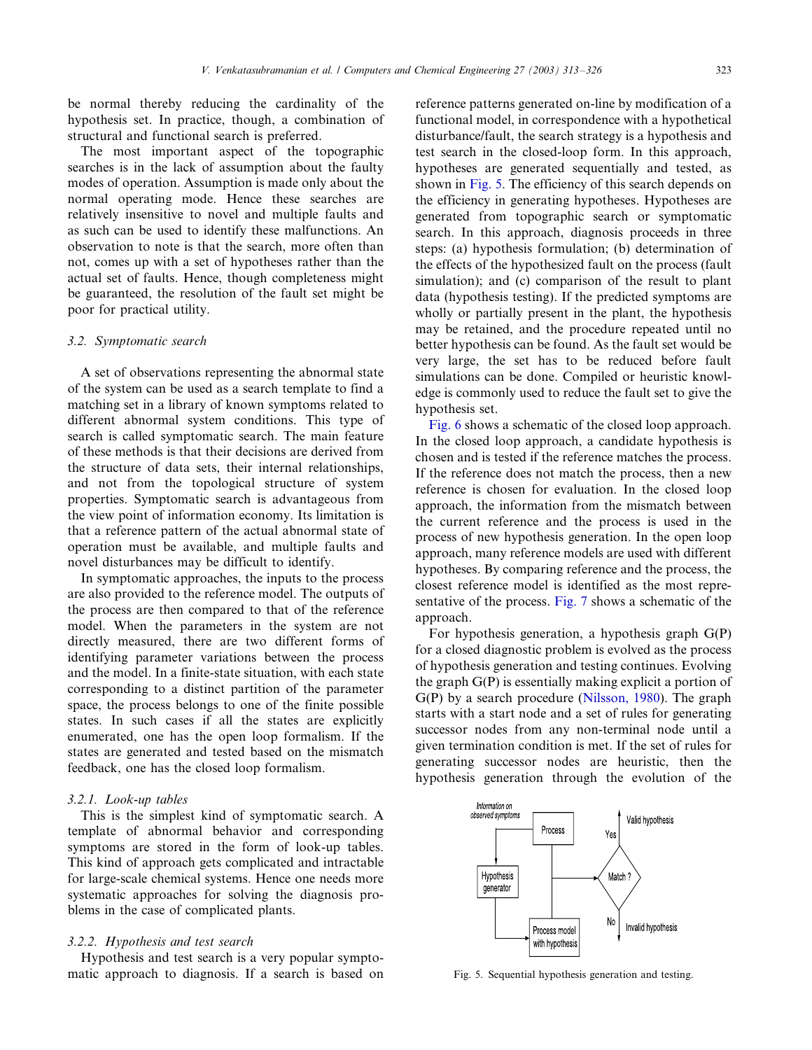be normal thereby reducing the cardinality of the hypothesis set. In practice, though, a combination of structural and functional search is preferred.

The most important aspect of the topographic searches is in the lack of assumption about the faulty modes of operation. Assumption is made only about the normal operating mode. Hence these searches are relatively insensitive to novel and multiple faults and as such can be used to identify these malfunctions. An observation to note is that the search, more often than not, comes up with a set of hypotheses rather than the actual set of faults. Hence, though completeness might be guaranteed, the resolution of the fault set might be poor for practical utility.

### 3.2. Symptomatic search

A set of observations representing the abnormal state of the system can be used as a search template to find a matching set in a library of known symptoms related to different abnormal system conditions. This type of search is called symptomatic search. The main feature of these methods is that their decisions are derived from the structure of data sets, their internal relationships, and not from the topological structure of system properties. Symptomatic search is advantageous from the view point of information economy. Its limitation is that a reference pattern of the actual abnormal state of operation must be available, and multiple faults and novel disturbances may be difficult to identify.

In symptomatic approaches, the inputs to the process are also provided to the reference model. The outputs of the process are then compared to that of the reference model. When the parameters in the system are not directly measured, there are two different forms of identifying parameter variations between the process and the model. In a finite-state situation, with each state corresponding to a distinct partition of the parameter space, the process belongs to one of the finite possible states. In such cases if all the states are explicitly enumerated, one has the open loop formalism. If the states are generated and tested based on the mismatch feedback, one has the closed loop formalism.

#### 3.2.1. Look-up tables

This is the simplest kind of symptomatic search. A template of abnormal behavior and corresponding symptoms are stored in the form of look-up tables. This kind of approach gets complicated and intractable for large-scale chemical systems. Hence one needs more systematic approaches for solving the diagnosis problems in the case of complicated plants.

#### 3.2.2. Hypothesis and test search

Hypothesis and test search is a very popular symptomatic approach to diagnosis. If a search is based on reference patterns generated on-line by modification of a functional model, in correspondence with a hypothetical disturbance/fault, the search strategy is a hypothesis and test search in the closed-loop form. In this approach, hypotheses are generated sequentially and tested, as shown in Fig. 5. The efficiency of this search depends on the efficiency in generating hypotheses. Hypotheses are generated from topographic search or symptomatic search. In this approach, diagnosis proceeds in three steps: (a) hypothesis formulation; (b) determination of the effects of the hypothesized fault on the process (fault simulation); and (c) comparison of the result to plant data (hypothesis testing). If the predicted symptoms are wholly or partially present in the plant, the hypothesis may be retained, and the procedure repeated until no better hypothesis can be found. As the fault set would be very large, the set has to be reduced before fault simulations can be done. Compiled or heuristic knowledge is commonly used to reduce the fault set to give the hypothesis set.

Fig. 6 shows a schematic of the closed loop approach. In the closed loop approach, a candidate hypothesis is chosen and is tested if the reference matches the process. If the reference does not match the process, then a new reference is chosen for evaluation. In the closed loop approach, the information from the mismatch between the current reference and the process is used in the process of new hypothesis generation. In the open loop approach, many reference models are used with different hypotheses. By comparing reference and the process, the closest reference model is identified as the most representative of the process. Fig. 7 shows a schematic of the approach.

For hypothesis generation, a hypothesis graph G(P) for a closed diagnostic problem is evolved as the process of hypothesis generation and testing continues. Evolving the graph G(P) is essentially making explicit a portion of G(P) by a search procedure (Nilsson, 1980). The graph starts with a start node and a set of rules for generating successor nodes from any non-terminal node until a given termination condition is met. If the set of rules for generating successor nodes are heuristic, then the hypothesis generation through the evolution of the

Fig. 5. Sequential hypothesis generation and testing.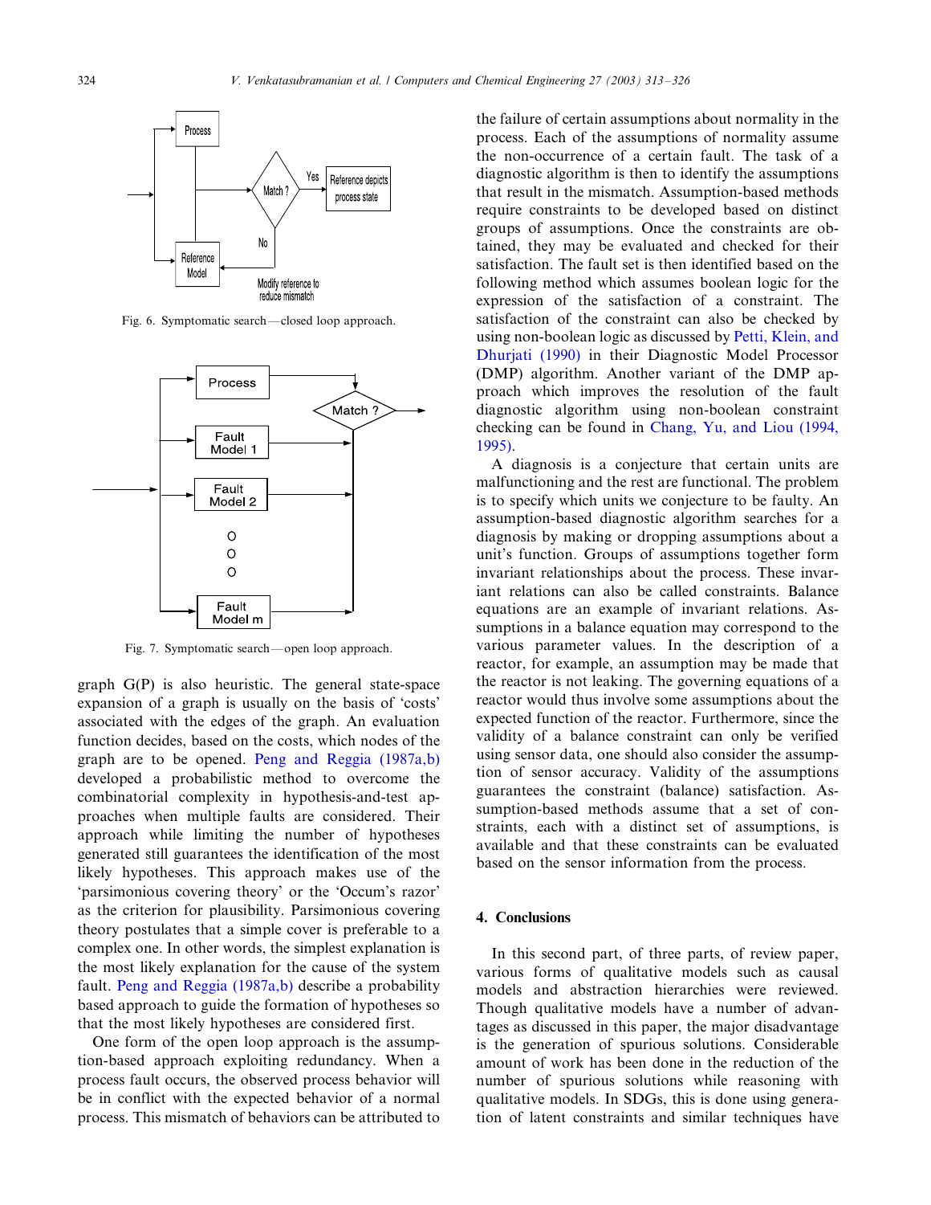Process

Match ?

Yes

Reference depicts process state

No

Reference Model

Modify reference to reduce mismatch

Fig. 6. Symptomatic search—closed loop approach.

Process

Match ?

Fault Model 1

Fault Model 2

O
O
O

Fault Model m

Fig. 7. Symptomatic search—open loop approach.

graph G(P) is also heuristic. The general state-space expansion of a graph is usually on the basis of 'costs' associated with the edges of the graph. An evaluation function decides, based on the costs, which nodes of the graph are to be opened. Peng and Reggia (1987a,b) developed a probabilistic method to overcome the combinatorial complexity in hypothesis-and-test approaches when multiple faults are considered. Their approach while limiting the number of hypotheses generated still guarantees the identification of the most likely hypotheses. This approach makes use of the 'parsimonious covering theory' or the 'Occum's razor' as the criterion for plausibility. Parsimonious covering theory postulates that a simple cover is preferable to a complex one. In other words, the simplest explanation is the most likely explanation for the cause of the system fault. Peng and Reggia (1987a,b) describe a probability based approach to guide the formation of hypotheses so that the most likely hypotheses are considered first.

One form of the open loop approach is the assumption-based approach exploiting redundancy. When a process fault occurs, the observed process behavior will be in conflict with the expected behavior of a normal process. This mismatch of behaviors can be attributed to the failure of certain assumptions about normality in the process. Each of the assumptions of normality assume the non-occurrence of a certain fault. The task of a diagnostic algorithm is then to identify the assumptions that result in the mismatch. Assumption-based methods require constraints to be developed based on distinct groups of assumptions. Once the constraints are obtained, they may be evaluated and checked for their satisfaction. The fault set is then identified based on the following method which assumes boolean logic for the expression of the satisfaction of a constraint. The satisfaction of the constraint can also be checked by using non-boolean logic as discussed by Petti, Klein, and Dhurjati (1990) in their Diagnostic Model Processor (DMP) algorithm. Another variant of the DMP approach which improves the resolution of the fault diagnostic algorithm using non-boolean constraint checking can be found in Chang, Yu, and Liou (1994, 1995).

A diagnosis is a conjecture that certain units are malfunctioning and the rest are functional. The problem is to specify which units we conjecture to be faulty. An assumption-based diagnostic algorithm searches for a diagnosis by making or dropping assumptions about a unit's function. Groups of assumptions together form invariant relationships about the process. These invariant relations can also be called constraints. Balance equations are an example of invariant relations. Assumptions in a balance equation may correspond to the various parameter values. In the description of a reactor, for example, an assumption may be made that the reactor is not leaking. The governing equations of a reactor would thus involve some assumptions about the expected function of the reactor. Furthermore, since the validity of a balance constraint can only be verified using sensor data, one should also consider the assumption of sensor accuracy. Validity of the assumptions guarantees the constraint (balance) satisfaction. Assumption-based methods assume that a set of constraints, each with a distinct set of assumptions, is available and that these constraints can be evaluated based on the sensor information from the process.

## 4. Conclusions

In this second part, of three parts, of review paper, various forms of qualitative models such as causal models and abstraction hierarchies were reviewed. Though qualitative models have a number of advantages as discussed in this paper, the major disadvantage is the generation of spurious solutions. Considerable amount of work has been done in the reduction of the number of spurious solutions while reasoning with qualitative models. In SDGs, this is done using generation of latent constraints and similar techniques have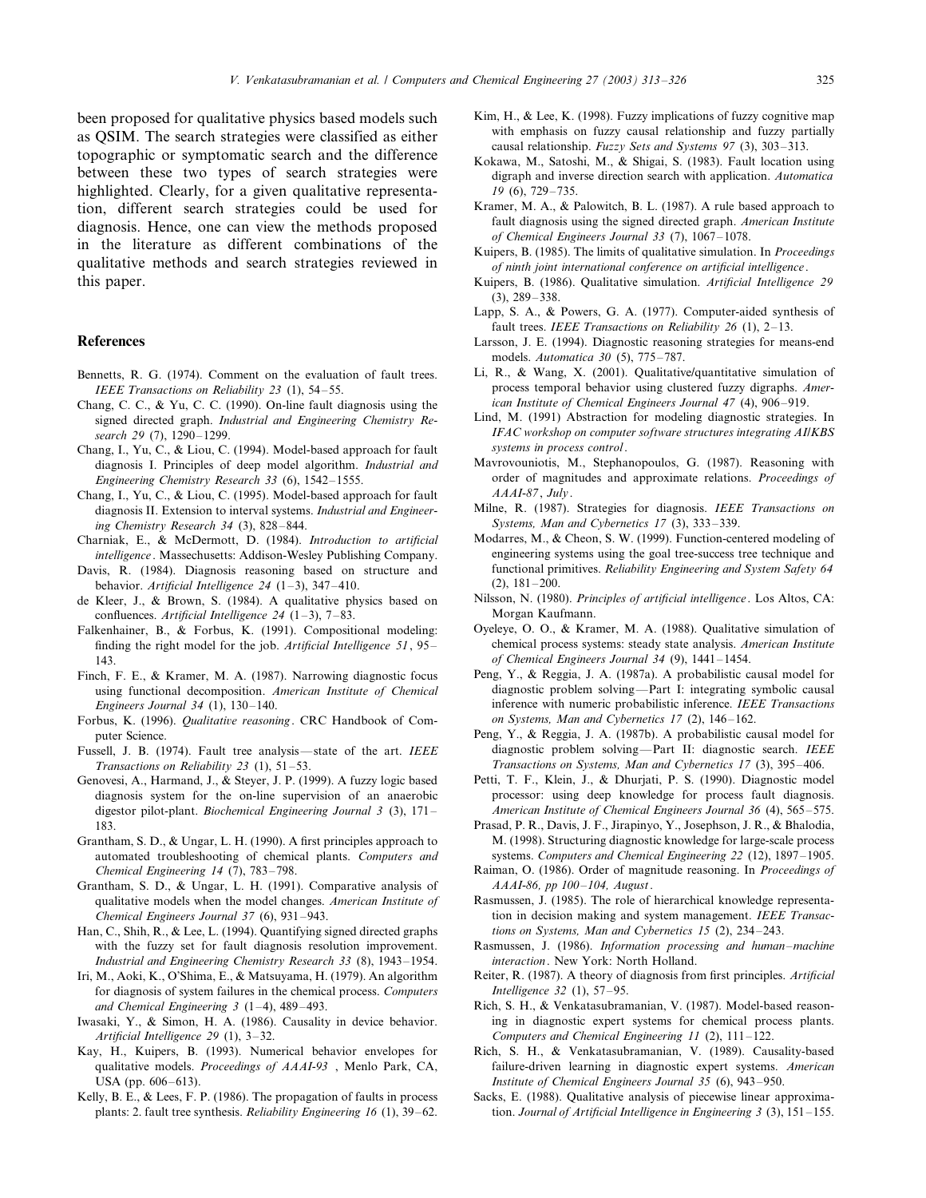been proposed for qualitative physics based models such as QSIM. The search strategies were classified as either topographic or symptomatic search and the difference between these two types of search strategies were highlighted. Clearly, for a given qualitative representation, different search strategies could be used for diagnosis. Hence, one can view the methods proposed in the literature as different combinations of the qualitative methods and search strategies reviewed in this paper.

## References

Bennetts, R. G. (1974). Comment on the evaluation of fault trees. *IEEE Transactions on Reliability 23* (1), 54–55.

Chang, C. C., & Yu, C. C. (1990). On-line fault diagnosis using the signed directed graph. *Industrial and Engineering Chemistry Research 29* (7), 1290–1299.

Chang, I., Yu, C., & Liou, C. (1994). Model-based approach for fault diagnosis I. Principles of deep model algorithm. *Industrial and Engineering Chemistry Research 33* (6), 1542–1555.

Chang, I., Yu, C., & Liou, C. (1995). Model-based approach for fault diagnosis II. Extension to interval systems. *Industrial and Engineering Chemistry Research 34* (3), 828–844.

Charniak, E., & McDermott, D. (1984). *Introduction to artificial intelligence*. Massechusetts: Addison-Wesley Publishing Company.

Davis, R. (1984). Diagnosis reasoning based on structure and behavior. *Artificial Intelligence 24* (1–3), 347–410.

de Kleer, J., & Brown, S. (1984). A qualitative physics based on confluences. *Artificial Intelligence 24* (1–3), 7–83.

Falkenhainer, B., & Forbus, K. (1991). Compositional modeling: finding the right model for the job. *Artificial Intelligence 51*, 95–143.

Finch, F. E., & Kramer, M. A. (1987). Narrowing diagnostic focus using functional decomposition. *American Institute of Chemical Engineers Journal 34* (1), 130–140.

Forbus, K. (1996). *Qualitative reasoning*. CRC Handbook of Computer Science.

Fussell, J. B. (1974). Fault tree analysis—state of the art. *IEEE Transactions on Reliability 23* (1), 51–53.

Genovesi, A., Harmand, J., & Steyer, J. P. (1999). A fuzzy logic based diagnosis system for the on-line supervision of an anaerobic digestor pilot-plant. *Biochemical Engineering Journal 3* (3), 171–183.

Grantham, S. D., & Ungar, L. H. (1990). A first principles approach to automated troubleshooting of chemical plants. *Computers and Chemical Engineering 14* (7), 783–798.

Grantham, S. D., & Ungar, L. H. (1991). Comparative analysis of qualitative models when the model changes. *American Institute of Chemical Engineers Journal 37* (6), 931–943.

Han, C., Shih, R., & Lee, L. (1994). Quantifying signed directed graphs with the fuzzy set for fault diagnosis resolution improvement. *Industrial and Engineering Chemistry Research 33* (8), 1943–1954.

Iri, M., Aoki, K., O'Shima, E., & Matsuyama, H. (1979). An algorithm for diagnosis of system failures in the chemical process. *Computers and Chemical Engineering 3* (1–4), 489–493.

Iwasaki, Y., & Simon, H. A. (1986). Causality in device behavior. *Artificial Intelligence 29* (1), 3–32.

Kay, H., Kuipers, B. (1993). Numerical behavior envelopes for qualitative models. *Proceedings of AAAI-93* , Menlo Park, CA, USA (pp. 606–613).

Kelly, B. E., & Lees, F. P. (1986). The propagation of faults in process plants: 2. fault tree synthesis. *Reliability Engineering 16* (1), 39–62.

Kim, H., & Lee, K. (1998). Fuzzy implications of fuzzy cognitive map with emphasis on fuzzy causal relationship and fuzzy partially causal relationship. *Fuzzy Sets and Systems 97* (3), 303–313.

Kokawa, M., Satoshi, M., & Shigai, S. (1983). Fault location using digraph and inverse direction search with application. *Automatica 19* (6), 729–735.

Kramer, M. A., & Palowitch, B. L. (1987). A rule based approach to fault diagnosis using the signed directed graph. *American Institute of Chemical Engineers Journal 33* (7), 1067–1078.

Kuipers, B. (1985). The limits of qualitative simulation. In *Proceedings of ninth joint international conference on artificial intelligence*.

Kuipers, B. (1986). Qualitative simulation. *Artificial Intelligence 29* (3), 289–338.

Lapp, S. A., & Powers, G. A. (1977). Computer-aided synthesis of fault trees. *IEEE Transactions on Reliability 26* (1), 2–13.

Larsson, J. E. (1994). Diagnostic reasoning strategies for means-end models. *Automatica 30* (5), 775–787.

Li, R., & Wang, X. (2001). Qualitative/quantitative simulation of process temporal behavior using clustered fuzzy digraphs. *American Institute of Chemical Engineers Journal 47* (4), 906–919.

Lind, M. (1991) Abstraction for modeling diagnostic strategies. In *IFAC workshop on computer software structures integrating AI/KBS systems in process control*.

Mavrovouniotis, M., Stephanopoulos, G. (1987). Reasoning with order of magnitudes and approximate relations. *Proceedings of AAAI-87, July*.

Milne, R. (1987). Strategies for diagnosis. *IEEE Transactions on Systems, Man and Cybernetics 17* (3), 333–339.

Modarres, M., & Cheon, S. W. (1999). Function-centered modeling of engineering systems using the goal tree-success tree technique and functional primitives. *Reliability Engineering and System Safety 64* (2), 181–200.

Nilsson, N. (1980). *Principles of artificial intelligence*. Los Altos, CA: Morgan Kaufmann.

Oyeleye, O. O., & Kramer, M. A. (1988). Qualitative simulation of chemical process systems: steady state analysis. *American Institute of Chemical Engineers Journal 34* (9), 1441–1454.

Peng, Y., & Reggia, J. A. (1987a). A probabilistic causal model for diagnostic problem solving—Part I: integrating symbolic causal inference with numeric probabilistic inference. *IEEE Transactions on Systems, Man and Cybernetics 17* (2), 146–162.

Peng, Y., & Reggia, J. A. (1987b). A probabilistic causal model for diagnostic problem solving—Part II: diagnostic search. *IEEE Transactions on Systems, Man and Cybernetics 17* (3), 395–406.

Petti, T. F., Klein, J., & Dhurjati, P. S. (1990). Diagnostic model processor: using deep knowledge for process fault diagnosis. *American Institute of Chemical Engineers Journal 36* (4), 565–575.

Prasad, P. R., Davis, J. F., Jirapinyo, Y., Josephson, J. R., & Bhalodia, M. (1998). Structuring diagnostic knowledge for large-scale process systems. *Computers and Chemical Engineering 22* (12), 1897–1905.

Raiman, O. (1986). Order of magnitude reasoning. In *Proceedings of AAAI-86, pp 100–104, August*.

Rasmussen, J. (1985). The role of hierarchical knowledge representation in decision making and system management. *IEEE Transactions on Systems, Man and Cybernetics 15* (2), 234–243.

Rasmussen, J. (1986). *Information processing and human–machine interaction*. New York: North Holland.

Reiter, R. (1987). A theory of diagnosis from first principles. *Artificial Intelligence 32* (1), 57–95.

Rich, S. H., & Venkatasubramanian, V. (1987). Model-based reasoning in diagnostic expert systems for chemical process plants. *Computers and Chemical Engineering 11* (2), 111–122.

Rich, S. H., & Venkatasubramanian, V. (1989). Causality-based failure-driven learning in diagnostic expert systems. *American Institute of Chemical Engineers Journal 35* (6), 943–950.

Sacks, E. (1988). Qualitative analysis of piecewise linear approximation. *Journal of Artificial Intelligence in Engineering 3* (3), 151–155.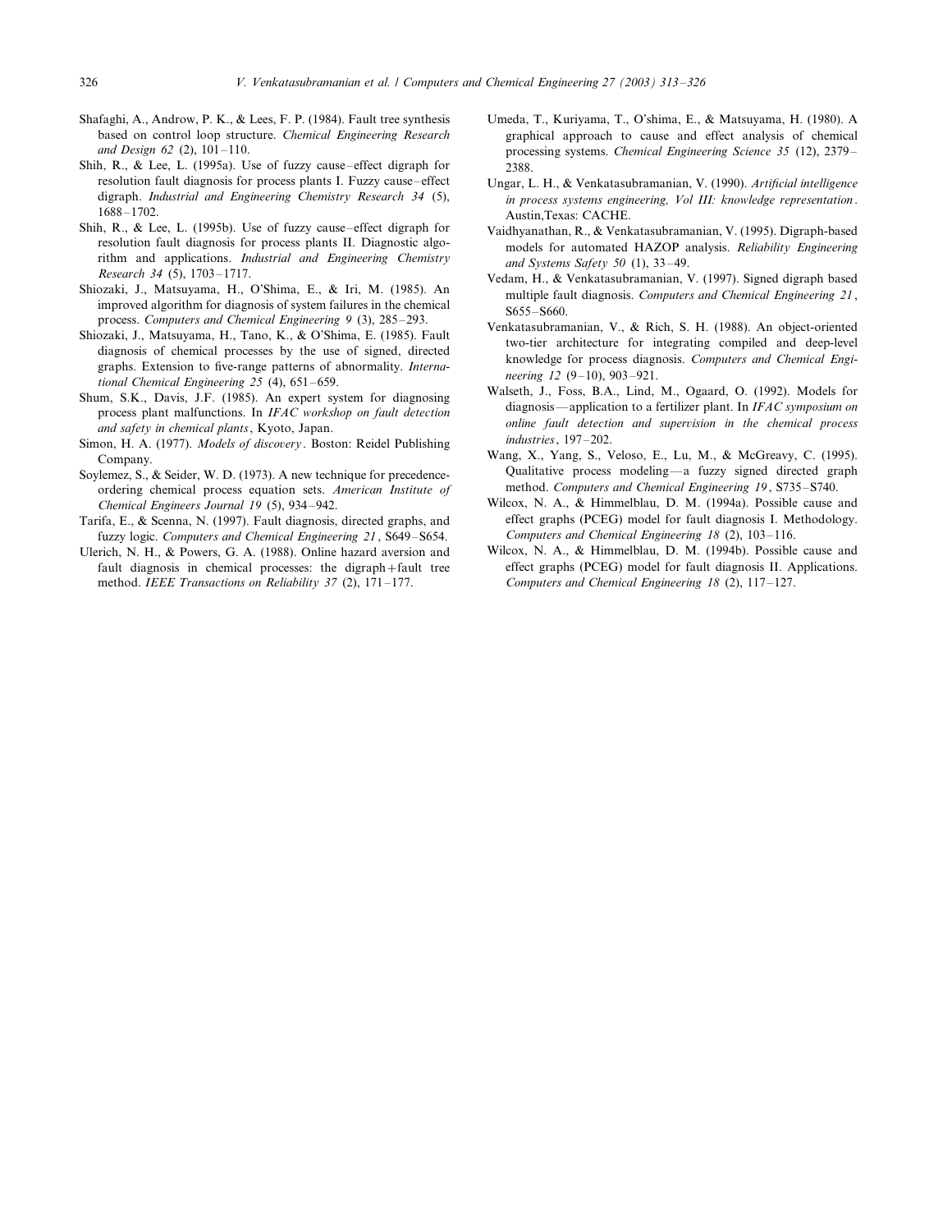Shafaghi, A., Androw, P. K., & Lees, F. P. (1984). Fault tree synthesis based on control loop structure. *Chemical Engineering Research and Design 62* (2), 101–110.

Shih, R., & Lee, L. (1995a). Use of fuzzy cause–effect digraph for resolution fault diagnosis for process plants I. Fuzzy cause–effect digraph. *Industrial and Engineering Chemistry Research 34* (5), 1688–1702.

Shih, R., & Lee, L. (1995b). Use of fuzzy cause–effect digraph for resolution fault diagnosis for process plants II. Diagnostic algorithm and applications. *Industrial and Engineering Chemistry Research 34* (5), 1703–1717.

Shiozaki, J., Matsuyama, H., O'Shima, E., & Iri, M. (1985). An improved algorithm for diagnosis of system failures in the chemical process. *Computers and Chemical Engineering 9* (3), 285–293.

Shiozaki, J., Matsuyama, H., Tano, K., & O'Shima, E. (1985). Fault diagnosis of chemical processes by the use of signed, directed graphs. Extension to five-range patterns of abnormality. *International Chemical Engineering 25* (4), 651–659.

Shum, S.K., Davis, J.F. (1985). An expert system for diagnosing process plant malfunctions. In *IFAC workshop on fault detection and safety in chemical plants*, Kyoto, Japan.

Simon, H. A. (1977). *Models of discovery*. Boston: Reidel Publishing Company.

Soylemez, S., & Seider, W. D. (1973). A new technique for precedence-ordering chemical process equation sets. *American Institute of Chemical Engineers Journal 19* (5), 934–942.

Tarifa, E., & Scenna, N. (1997). Fault diagnosis, directed graphs, and fuzzy logic. *Computers and Chemical Engineering 21*, S649–S654.

Ulerich, N. H., & Powers, G. A. (1988). Online hazard aversion and fault diagnosis in chemical processes: the digraph+fault tree method. *IEEE Transactions on Reliability 37* (2), 171–177.

Umeda, T., Kuriyama, T., O'shima, E., & Matsuyama, H. (1980). A graphical approach to cause and effect analysis of chemical processing systems. *Chemical Engineering Science 35* (12), 2379–2388.

Ungar, L. H., & Venkatasubramanian, V. (1990). *Artificial intelligence in process systems engineering, Vol III: knowledge representation*. Austin,Texas: CACHE.

Vaidhyanathan, R., & Venkatasubramanian, V. (1995). Digraph-based models for automated HAZOP analysis. *Reliability Engineering and Systems Safety 50* (1), 33–49.

Vedam, H., & Venkatasubramanian, V. (1997). Signed digraph based multiple fault diagnosis. *Computers and Chemical Engineering 21*, S655–S660.

Venkatasubramanian, V., & Rich, S. H. (1988). An object-oriented two-tier architecture for integrating compiled and deep-level knowledge for process diagnosis. *Computers and Chemical Engineering 12* (9–10), 903–921.

Walseth, J., Foss, B.A., Lind, M., Ogaard, O. (1992). Models for diagnosis—application to a fertilizer plant. In *IFAC symposium on online fault detection and supervision in the chemical process industries*, 197–202.

Wang, X., Yang, S., Veloso, E., Lu, M., & McGreavy, C. (1995). Qualitative process modeling—a fuzzy signed directed graph method. *Computers and Chemical Engineering 19*, S735–S740.

Wilcox, N. A., & Himmelblau, D. M. (1994a). Possible cause and effect graphs (PCEG) model for fault diagnosis I. Methodology. *Computers and Chemical Engineering 18* (2), 103–116.

Wilcox, N. A., & Himmelblau, D. M. (1994b). Possible cause and effect graphs (PCEG) model for fault diagnosis II. Applications. *Computers and Chemical Engineering 18* (2), 117–127.